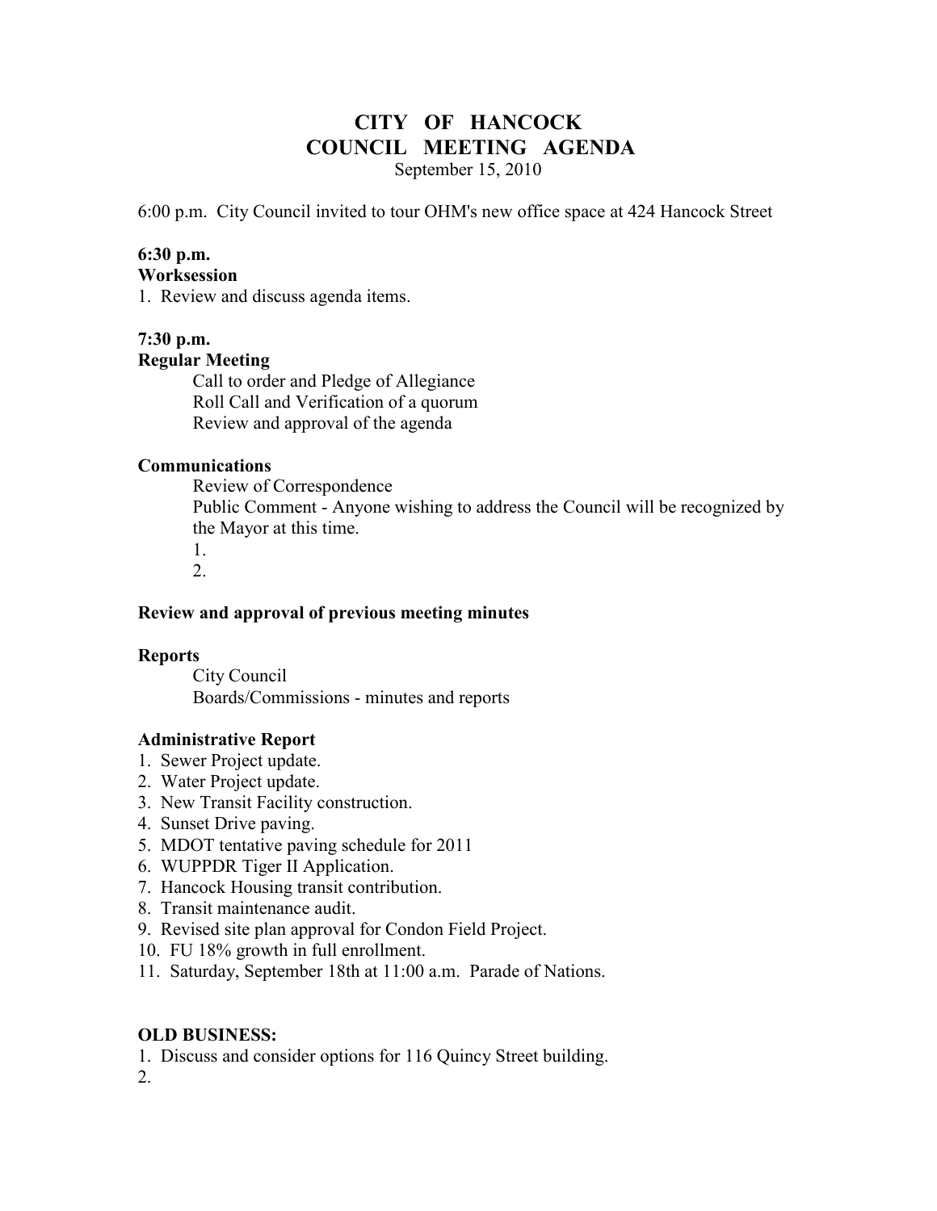# CITY OF HANCOCK
# COUNCIL MEETING AGENDA

September 15, 2010

6:00 p.m. City Council invited to tour OHM's new office space at 424 Hancock Street

**6:30 p.m.**
**Worksession**

1. Review and discuss agenda items.

**7:30 p.m.**
**Regular Meeting**

Call to order and Pledge of Allegiance
Roll Call and Verification of a quorum
Review and approval of the agenda

**Communications**

Review of Correspondence
Public Comment - Anyone wishing to address the Council will be recognized by the Mayor at this time.

1.
2.

**Review and approval of previous meeting minutes**

**Reports**

City Council
Boards/Commissions - minutes and reports

**Administrative Report**

1. Sewer Project update.
2. Water Project update.
3. New Transit Facility construction.
4. Sunset Drive paving.
5. MDOT tentative paving schedule for 2011
6. WUPPDR Tiger II Application.
7. Hancock Housing transit contribution.
8. Transit maintenance audit.
9. Revised site plan approval for Condon Field Project.
10. FU 18% growth in full enrollment.
11. Saturday, September 18th at 11:00 a.m. Parade of Nations.

**OLD BUSINESS:**

1. Discuss and consider options for 116 Quincy Street building.
2.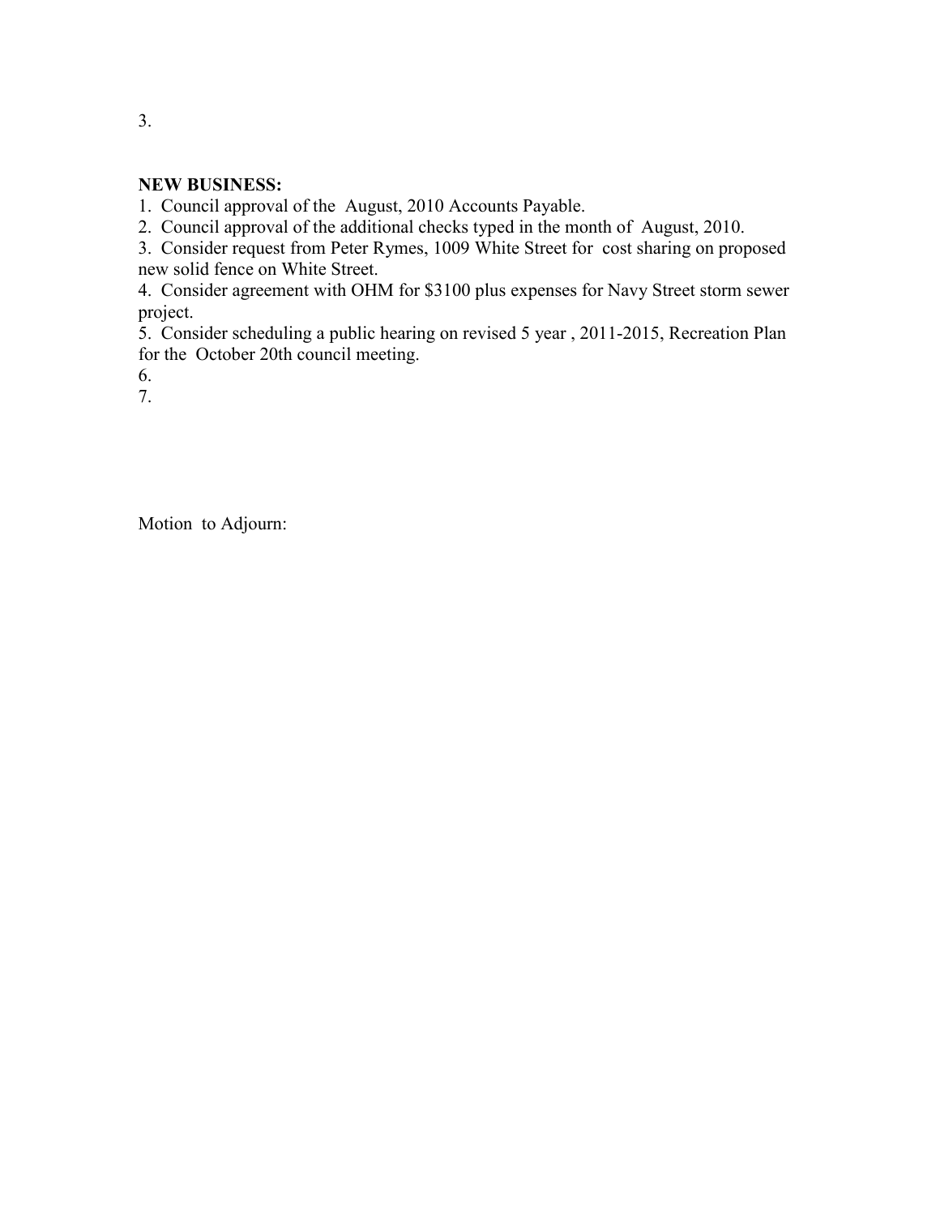3.

**NEW BUSINESS:**

1. Council approval of the August, 2010 Accounts Payable.
2. Council approval of the additional checks typed in the month of August, 2010.
3. Consider request from Peter Rymes, 1009 White Street for cost sharing on proposed new solid fence on White Street.
4. Consider agreement with OHM for $3100 plus expenses for Navy Street storm sewer project.
5. Consider scheduling a public hearing on revised 5 year , 2011-2015, Recreation Plan for the October 20th council meeting.
6.
7.

Motion to Adjourn: